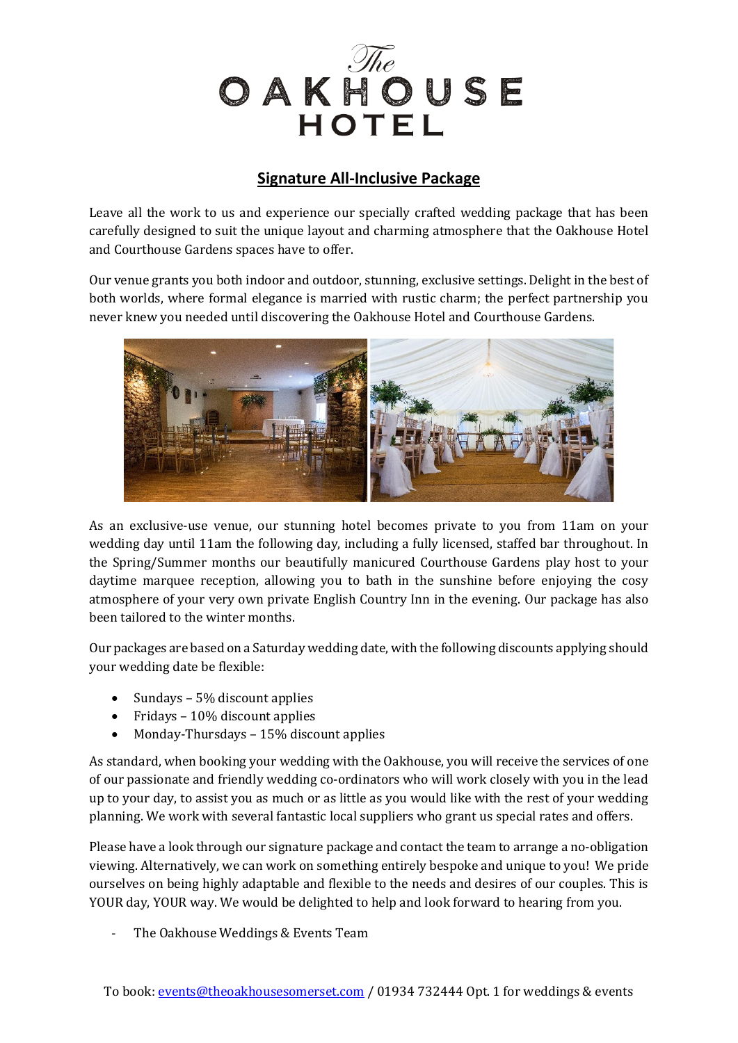# The OAKHOUSE HOTEL

## Signature All-Inclusive Package

Leave all the work to us and experience our specially crafted wedding package that has been carefully designed to suit the unique layout and charming atmosphere that the Oakhouse Hotel and Courthouse Gardens spaces have to offer.

Our venue grants you both indoor and outdoor, stunning, exclusive settings. Delight in the best of both worlds, where formal elegance is married with rustic charm; the perfect partnership you never knew you needed until discovering the Oakhouse Hotel and Courthouse Gardens.

As an exclusive-use venue, our stunning hotel becomes private to you from 11am on your wedding day until 11am the following day, including a fully licensed, staffed bar throughout. In the Spring/Summer months our beautifully manicured Courthouse Gardens play host to your daytime marquee reception, allowing you to bath in the sunshine before enjoying the cosy atmosphere of your very own private English Country Inn in the evening. Our package has also been tailored to the winter months.

Our packages are based on a Saturday wedding date, with the following discounts applying should your wedding date be flexible:

- Sundays – 5% discount applies
- Fridays – 10% discount applies
- Monday-Thursdays – 15% discount applies

As standard, when booking your wedding with the Oakhouse, you will receive the services of one of our passionate and friendly wedding co-ordinators who will work closely with you in the lead up to your day, to assist you as much or as little as you would like with the rest of your wedding planning. We work with several fantastic local suppliers who grant us special rates and offers.

Please have a look through our signature package and contact the team to arrange a no-obligation viewing. Alternatively, we can work on something entirely bespoke and unique to you! We pride ourselves on being highly adaptable and flexible to the needs and desires of our couples. This is YOUR day, YOUR way. We would be delighted to help and look forward to hearing from you.

- The Oakhouse Weddings & Events Team

To book: events@theoakhousesomerset.com / 01934 732444 Opt. 1 for weddings & events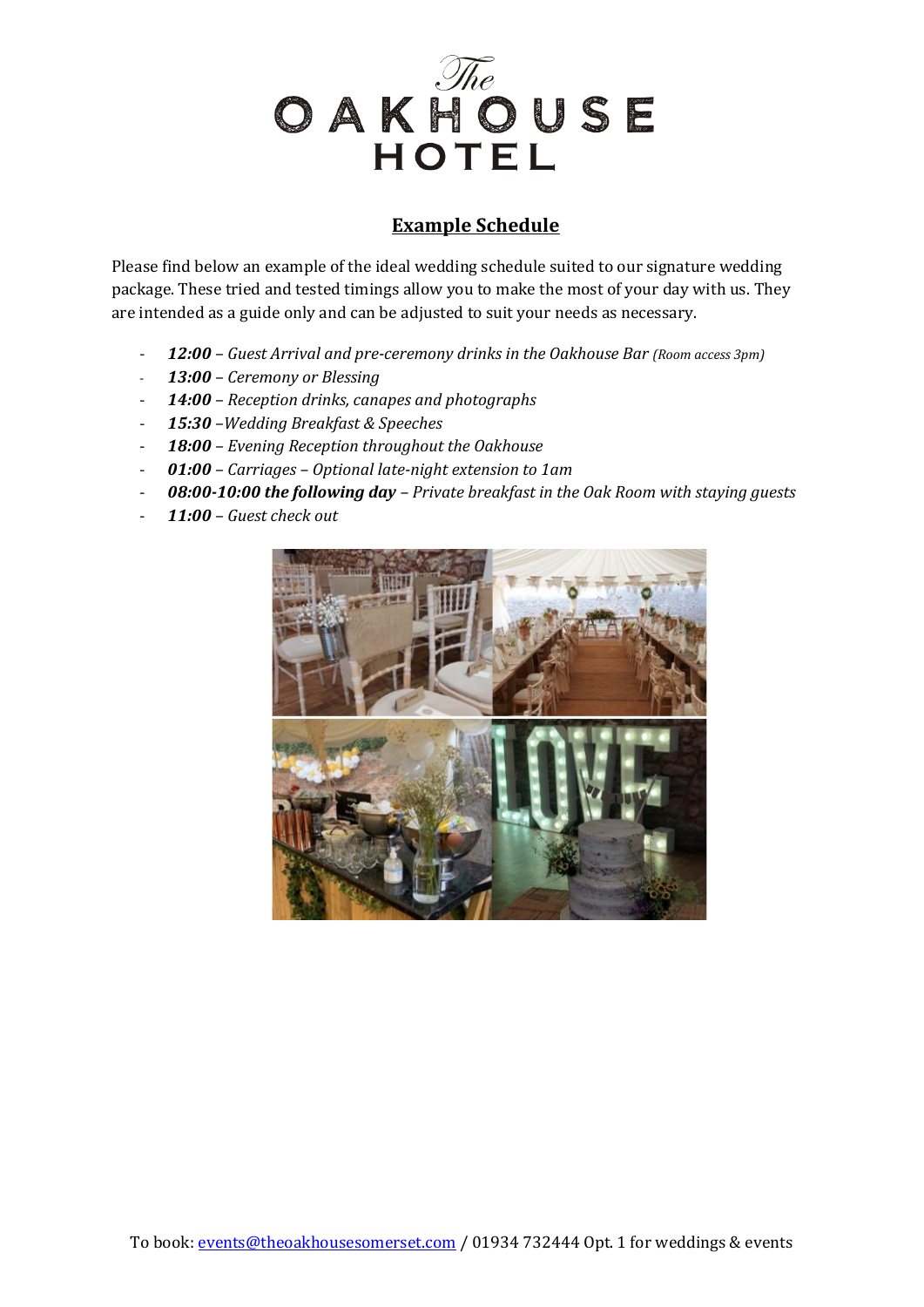# The OAKHOUSE HOTEL

## Example Schedule

Please find below an example of the ideal wedding schedule suited to our signature wedding package. These tried and tested timings allow you to make the most of your day with us. They are intended as a guide only and can be adjusted to suit your needs as necessary.

- ***12:00*** *– Guest Arrival and pre-ceremony drinks in the Oakhouse Bar (Room access 3pm)*
- ***13:00*** *– Ceremony or Blessing*
- ***14:00*** *– Reception drinks, canapes and photographs*
- ***15:30*** *–Wedding Breakfast & Speeches*
- ***18:00*** *– Evening Reception throughout the Oakhouse*
- ***01:00*** *– Carriages – Optional late-night extension to 1am*
- ***08:00-10:00 the following day*** *– Private breakfast in the Oak Room with staying guests*
- ***11:00*** *– Guest check out*

To book: events@theoakhousesomerset.com / 01934 732444 Opt. 1 for weddings & events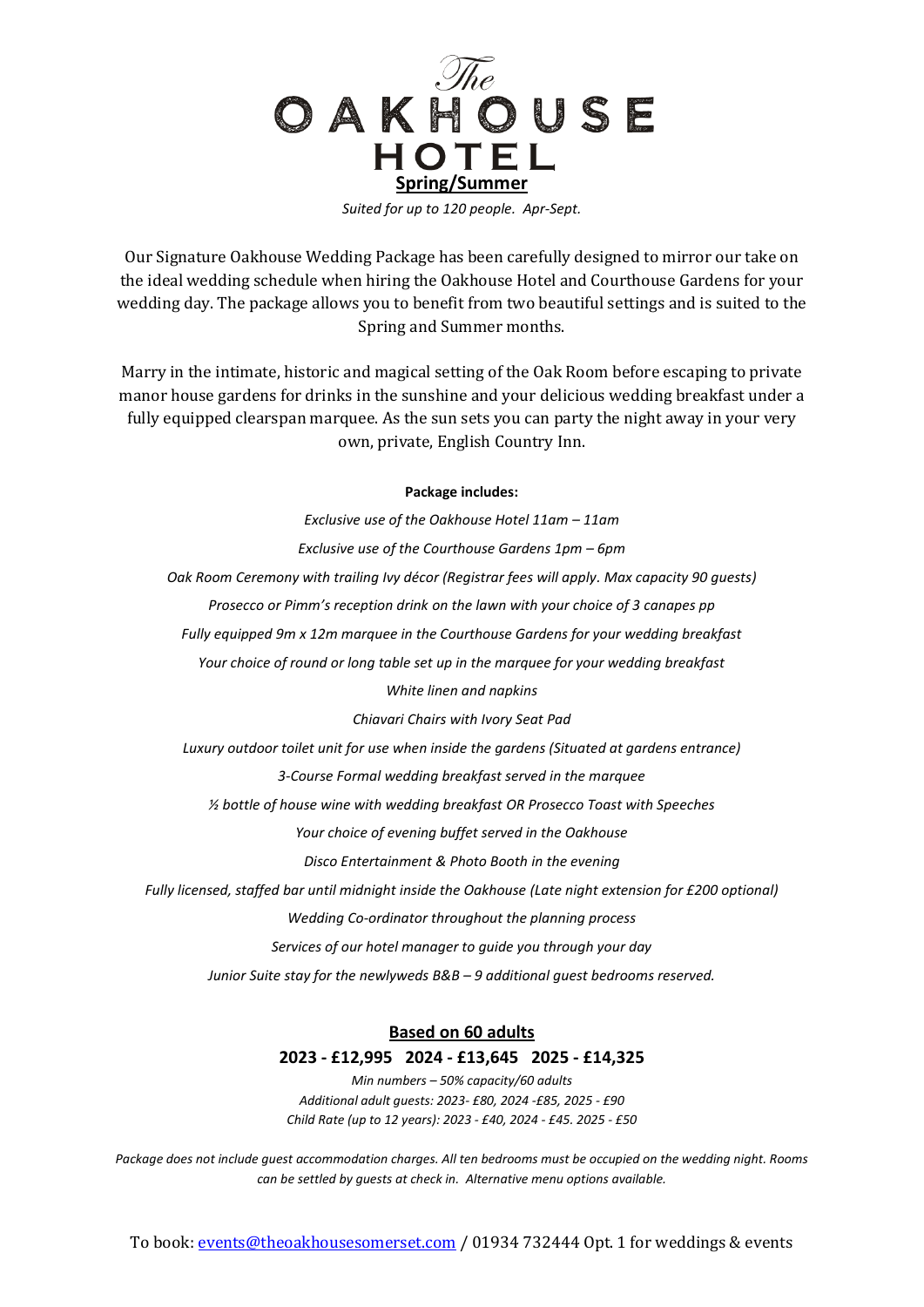# The OAKHOUSE HOTEL

## Spring/Summer

*Suited for up to 120 people. Apr-Sept.*

Our Signature Oakhouse Wedding Package has been carefully designed to mirror our take on the ideal wedding schedule when hiring the Oakhouse Hotel and Courthouse Gardens for your wedding day. The package allows you to benefit from two beautiful settings and is suited to the Spring and Summer months.

Marry in the intimate, historic and magical setting of the Oak Room before escaping to private manor house gardens for drinks in the sunshine and your delicious wedding breakfast under a fully equipped clearspan marquee. As the sun sets you can party the night away in your very own, private, English Country Inn.

**Package includes:**

*Exclusive use of the Oakhouse Hotel 11am – 11am*

*Exclusive use of the Courthouse Gardens 1pm – 6pm*

*Oak Room Ceremony with trailing Ivy décor (Registrar fees will apply. Max capacity 90 guests)*

*Prosecco or Pimm's reception drink on the lawn with your choice of 3 canapes pp*

*Fully equipped 9m x 12m marquee in the Courthouse Gardens for your wedding breakfast*

*Your choice of round or long table set up in the marquee for your wedding breakfast*

*White linen and napkins*

*Chiavari Chairs with Ivory Seat Pad*

*Luxury outdoor toilet unit for use when inside the gardens (Situated at gardens entrance)*

*3-Course Formal wedding breakfast served in the marquee*

*½ bottle of house wine with wedding breakfast OR Prosecco Toast with Speeches*

*Your choice of evening buffet served in the Oakhouse*

*Disco Entertainment & Photo Booth in the evening*

*Fully licensed, staffed bar until midnight inside the Oakhouse (Late night extension for £200 optional)*

*Wedding Co-ordinator throughout the planning process*

*Services of our hotel manager to guide you through your day*

*Junior Suite stay for the newlyweds B&B – 9 additional guest bedrooms reserved.*

### Based on 60 adults

**2023 - £12,995   2024 - £13,645   2025 - £14,325**

*Min numbers – 50% capacity/60 adults*

*Additional adult guests: 2023- £80, 2024 -£85, 2025 - £90*

*Child Rate (up to 12 years): 2023 - £40, 2024 - £45. 2025 - £50*

*Package does not include guest accommodation charges. All ten bedrooms must be occupied on the wedding night. Rooms can be settled by guests at check in. Alternative menu options available.*

To book: events@theoakhousesomerset.com / 01934 732444 Opt. 1 for weddings & events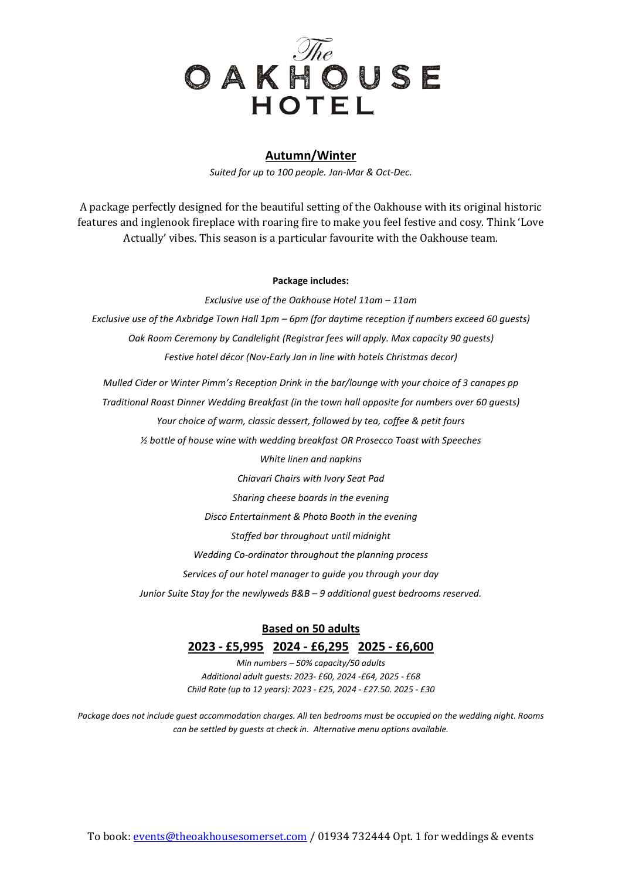# The OAKHOUSE HOTEL

## Autumn/Winter

*Suited for up to 100 people. Jan-Mar & Oct-Dec.*

A package perfectly designed for the beautiful setting of the Oakhouse with its original historic features and inglenook fireplace with roaring fire to make you feel festive and cosy. Think 'Love Actually' vibes. This season is a particular favourite with the Oakhouse team.

**Package includes:**

*Exclusive use of the Oakhouse Hotel 11am – 11am*

*Exclusive use of the Axbridge Town Hall 1pm – 6pm (for daytime reception if numbers exceed 60 guests)*

*Oak Room Ceremony by Candlelight (Registrar fees will apply. Max capacity 90 guests)*

*Festive hotel décor (Nov-Early Jan in line with hotels Christmas decor)*

*Mulled Cider or Winter Pimm's Reception Drink in the bar/lounge with your choice of 3 canapes pp*

*Traditional Roast Dinner Wedding Breakfast (in the town hall opposite for numbers over 60 guests)*

*Your choice of warm, classic dessert, followed by tea, coffee & petit fours*

*½ bottle of house wine with wedding breakfast OR Prosecco Toast with Speeches*

*White linen and napkins*

*Chiavari Chairs with Ivory Seat Pad*

*Sharing cheese boards in the evening*

*Disco Entertainment & Photo Booth in the evening*

*Staffed bar throughout until midnight*

*Wedding Co-ordinator throughout the planning process*

*Services of our hotel manager to guide you through your day*

*Junior Suite Stay for the newlyweds B&B – 9 additional guest bedrooms reserved.*

## Based on 50 adults

## 2023 - £5,995 2024 - £6,295 2025 - £6,600

*Min numbers – 50% capacity/50 adults*

*Additional adult guests: 2023- £60, 2024 -£64, 2025 - £68*

*Child Rate (up to 12 years): 2023 - £25, 2024 - £27.50. 2025 - £30*

*Package does not include guest accommodation charges. All ten bedrooms must be occupied on the wedding night. Rooms can be settled by guests at check in. Alternative menu options available.*

To book: events@theoakhousesomerset.com / 01934 732444 Opt. 1 for weddings & events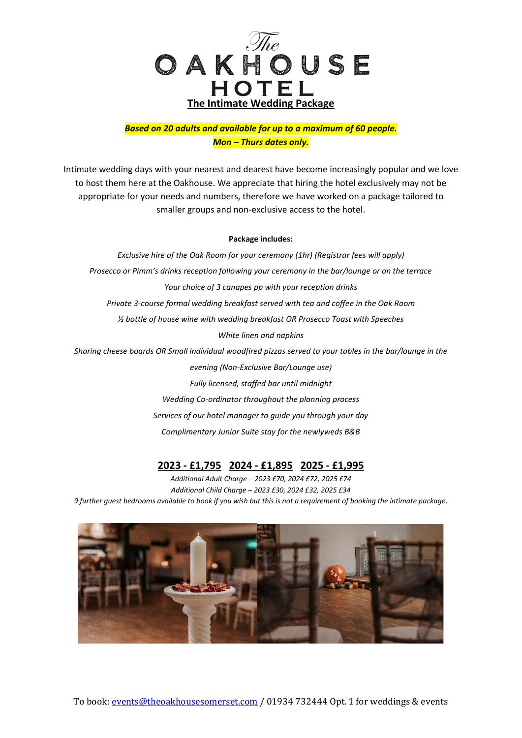# The OAKHOUSE HOTEL

## The Intimate Wedding Package

***Based on 20 adults and available for up to a maximum of 60 people.***
***Mon – Thurs dates only.***

Intimate wedding days with your nearest and dearest have become increasingly popular and we love to host them here at the Oakhouse. We appreciate that hiring the hotel exclusively may not be appropriate for your needs and numbers, therefore we have worked on a package tailored to smaller groups and non-exclusive access to the hotel.

**Package includes:**

*Exclusive hire of the Oak Room for your ceremony (1hr) (Registrar fees will apply)*

*Prosecco or Pimm's drinks reception following your ceremony in the bar/lounge or on the terrace*

*Your choice of 3 canapes pp with your reception drinks*

*Private 3-course formal wedding breakfast served with tea and coffee in the Oak Room*

*½ bottle of house wine with wedding breakfast OR Prosecco Toast with Speeches*

*White linen and napkins*

*Sharing cheese boards OR Small individual woodfired pizzas served to your tables in the bar/lounge in the evening (Non-Exclusive Bar/Lounge use)*

*Fully licensed, staffed bar until midnight*

*Wedding Co-ordinator throughout the planning process*

*Services of our hotel manager to guide you through your day*

*Complimentary Junior Suite stay for the newlyweds B&B*

**2023 - £1,795 2024 - £1,895 2025 - £1,995**

*Additional Adult Charge – 2023 £70, 2024 £72, 2025 £74*

*Additional Child Charge – 2023 £30, 2024 £32, 2025 £34*

*9 further guest bedrooms available to book if you wish but this is not a requirement of booking the intimate package.*

To book: events@theoakhousesomerset.com / 01934 732444 Opt. 1 for weddings & events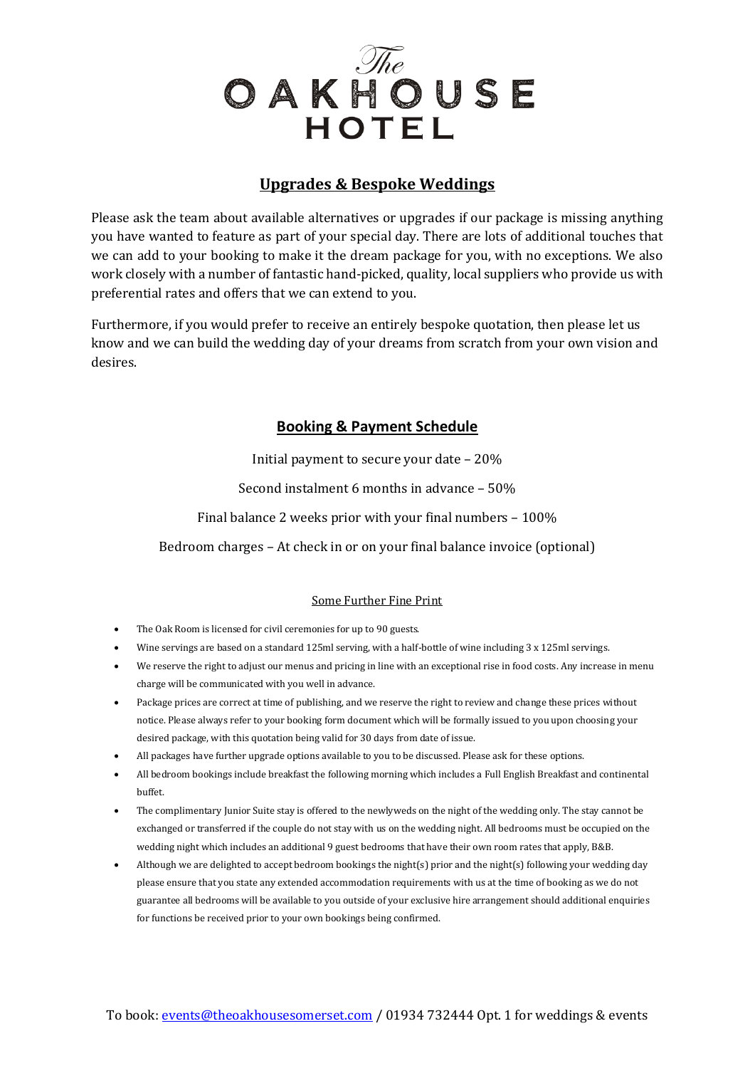# The OAKHOUSE HOTEL

## Upgrades & Bespoke Weddings

Please ask the team about available alternatives or upgrades if our package is missing anything you have wanted to feature as part of your special day. There are lots of additional touches that we can add to your booking to make it the dream package for you, with no exceptions. We also work closely with a number of fantastic hand-picked, quality, local suppliers who provide us with preferential rates and offers that we can extend to you.

Furthermore, if you would prefer to receive an entirely bespoke quotation, then please let us know and we can build the wedding day of your dreams from scratch from your own vision and desires.

## Booking & Payment Schedule

Initial payment to secure your date – 20%

Second instalment 6 months in advance – 50%

Final balance 2 weeks prior with your final numbers – 100%

Bedroom charges – At check in or on your final balance invoice (optional)

### Some Further Fine Print

- The Oak Room is licensed for civil ceremonies for up to 90 guests.
- Wine servings are based on a standard 125ml serving, with a half-bottle of wine including 3 x 125ml servings.
- We reserve the right to adjust our menus and pricing in line with an exceptional rise in food costs. Any increase in menu charge will be communicated with you well in advance.
- Package prices are correct at time of publishing, and we reserve the right to review and change these prices without notice. Please always refer to your booking form document which will be formally issued to you upon choosing your desired package, with this quotation being valid for 30 days from date of issue.
- All packages have further upgrade options available to you to be discussed. Please ask for these options.
- All bedroom bookings include breakfast the following morning which includes a Full English Breakfast and continental buffet.
- The complimentary Junior Suite stay is offered to the newlyweds on the night of the wedding only. The stay cannot be exchanged or transferred if the couple do not stay with us on the wedding night. All bedrooms must be occupied on the wedding night which includes an additional 9 guest bedrooms that have their own room rates that apply, B&B.
- Although we are delighted to accept bedroom bookings the night(s) prior and the night(s) following your wedding day please ensure that you state any extended accommodation requirements with us at the time of booking as we do not guarantee all bedrooms will be available to you outside of your exclusive hire arrangement should additional enquiries for functions be received prior to your own bookings being confirmed.

To book: events@theoakhousesomerset.com / 01934 732444 Opt. 1 for weddings & events